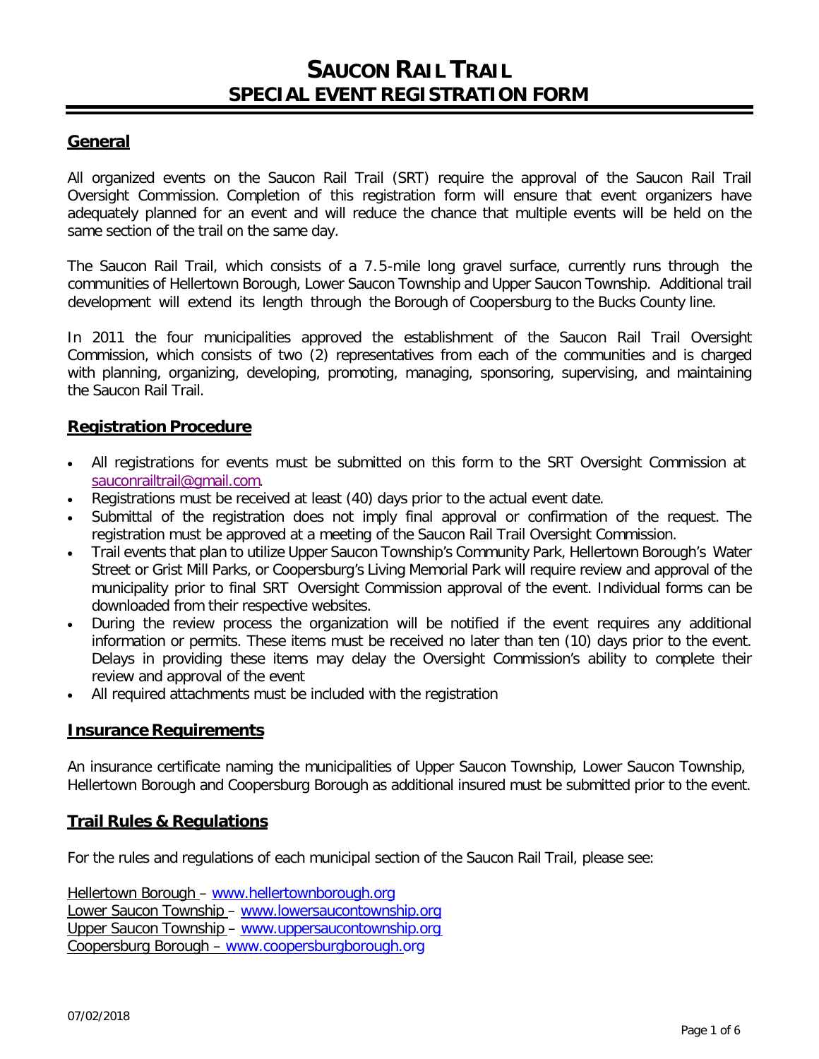# SAUCON RAIL TRAIL
# SPECIAL EVENT REGISTRATION FORM

## General

All organized events on the Saucon Rail Trail (SRT) require the approval of the Saucon Rail Trail Oversight Commission. Completion of this registration form will ensure that event organizers have adequately planned for an event and will reduce the chance that multiple events will be held on the same section of the trail on the same day.

The Saucon Rail Trail, which consists of a 7.5-mile long gravel surface, currently runs through the communities of Hellertown Borough, Lower Saucon Township and Upper Saucon Township. Additional trail development will extend its length through the Borough of Coopersburg to the Bucks County line.

In 2011 the four municipalities approved the establishment of the Saucon Rail Trail Oversight Commission, which consists of two (2) representatives from each of the communities and is charged with planning, organizing, developing, promoting, managing, sponsoring, supervising, and maintaining the Saucon Rail Trail.

## Registration Procedure

- All registrations for events must be submitted on this form to the SRT Oversight Commission at sauconrailtrail@gmail.com.
- Registrations must be received at least (40) days prior to the actual event date.
- Submittal of the registration does not imply final approval or confirmation of the request. The registration must be approved at a meeting of the Saucon Rail Trail Oversight Commission.
- Trail events that plan to utilize Upper Saucon Township's Community Park, Hellertown Borough's Water Street or Grist Mill Parks, or Coopersburg's Living Memorial Park will require review and approval of the municipality prior to final SRT Oversight Commission approval of the event. Individual forms can be downloaded from their respective websites.
- During the review process the organization will be notified if the event requires any additional information or permits. These items must be received no later than ten (10) days prior to the event. Delays in providing these items may delay the Oversight Commission's ability to complete their review and approval of the event
- All required attachments must be included with the registration

## Insurance Requirements

An insurance certificate naming the municipalities of Upper Saucon Township, Lower Saucon Township, Hellertown Borough and Coopersburg Borough as additional insured must be submitted prior to the event.

## Trail Rules & Regulations

For the rules and regulations of each municipal section of the Saucon Rail Trail, please see:

Hellertown Borough – www.hellertownborough.org
Lower Saucon Township – www.lowersaucontownship.org
Upper Saucon Township – www.uppersaucontownship.org
Coopersburg Borough – www.coopersburgborough.org

07/02/2018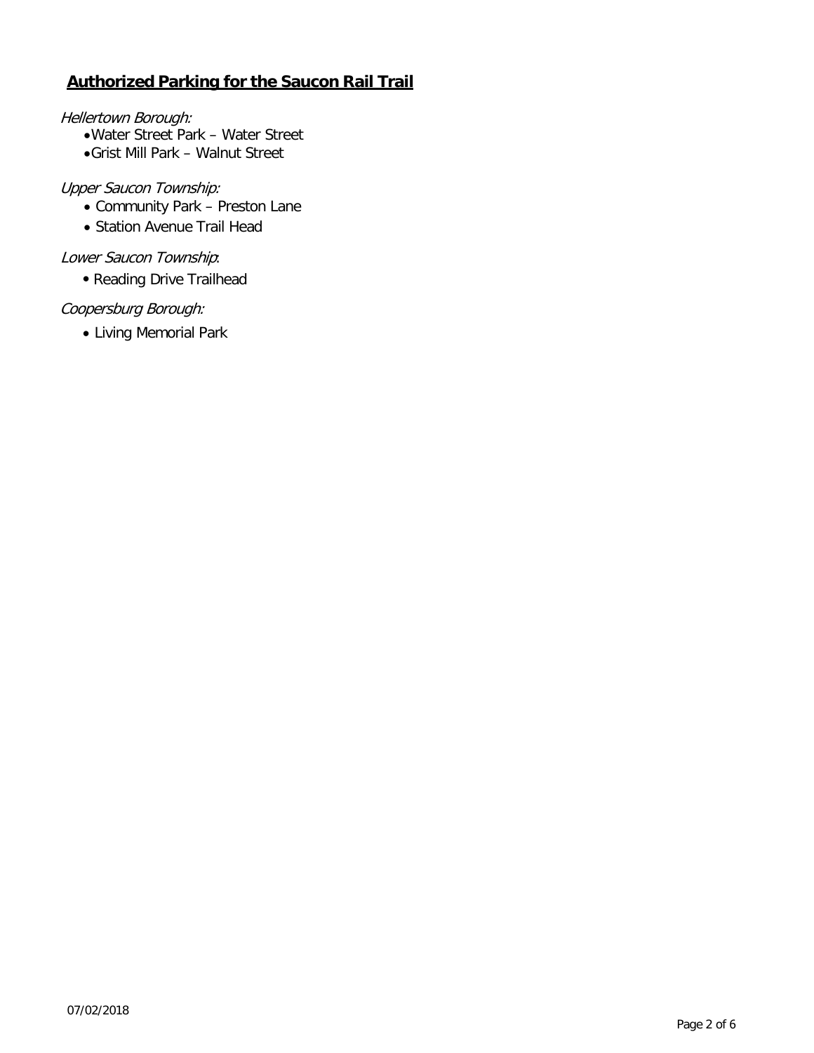## **Authorized Parking for the Saucon Rail Trail**

*Hellertown Borough:*

- Water Street Park – Water Street
- Grist Mill Park – Walnut Street

*Upper Saucon Township:*

- Community Park – Preston Lane
- Station Avenue Trail Head

*Lower Saucon Township*:

- Reading Drive Trailhead

*Coopersburg Borough:*

- Living Memorial Park

07/02/2018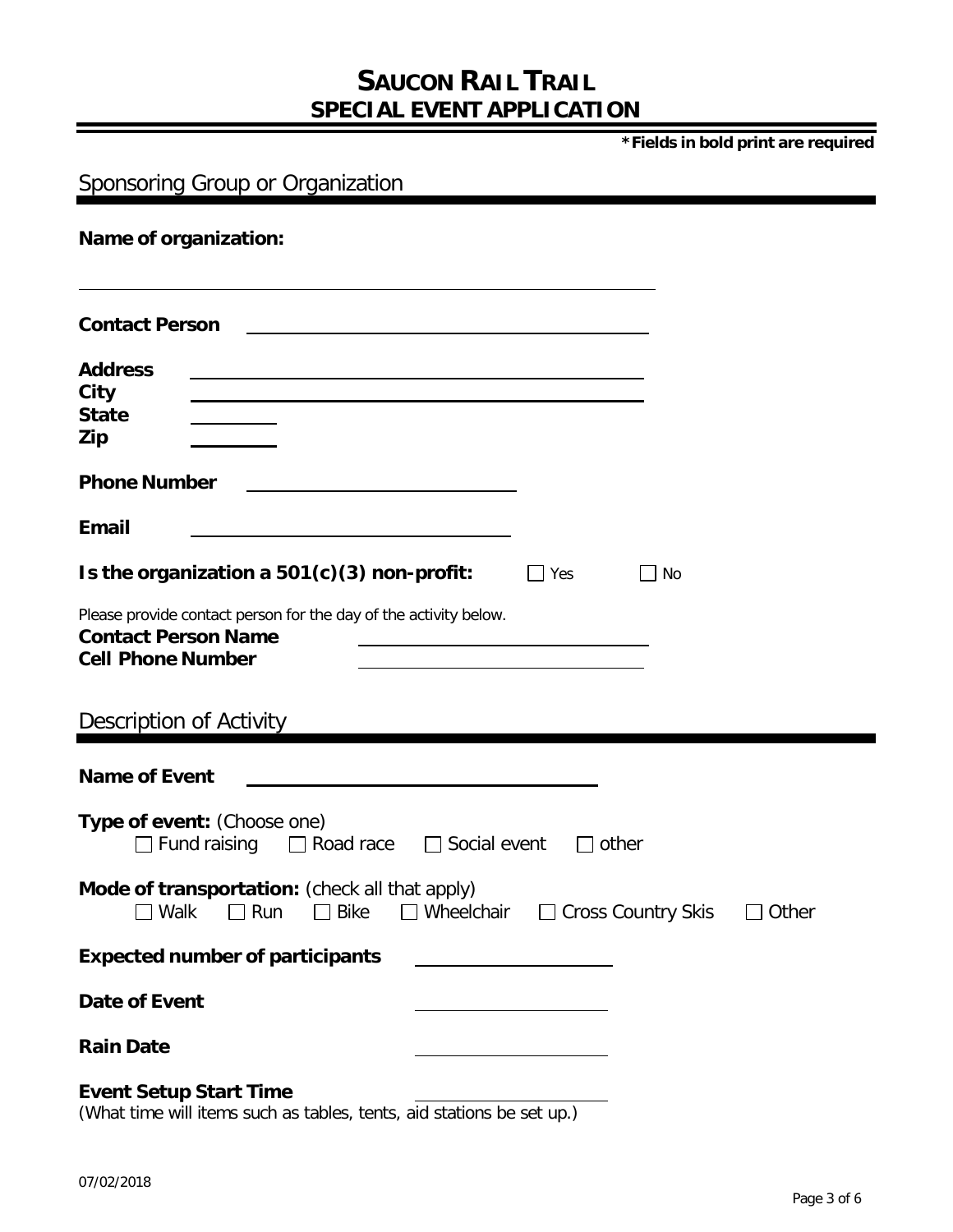# SAUCON RAIL TRAIL
## SPECIAL EVENT APPLICATION

**\*Fields in bold print are required**

## Sponsoring Group or Organization

**Name of organization:** ______________________________

**Contact Person** ______________________________

**Address** ______________________________
**City** ______________________________
**State** __________
**Zip** __________

**Phone Number** ______________________________

**Email** ______________________________

**Is the organization a 501(c)(3) non-profit:** ☐ Yes ☐ No

Please provide contact person for the day of the activity below.
**Contact Person Name** ______________________________
**Cell Phone Number** ______________________________

## Description of Activity

**Name of Event** ______________________________

**Type of event:** (Choose one)
☐ Fund raising ☐ Road race ☐ Social event ☐ other

**Mode of transportation:** (check all that apply)
☐ Walk ☐ Run ☐ Bike ☐ Wheelchair ☐ Cross Country Skis ☐ Other

**Expected number of participants** ______________________________

**Date of Event** ______________________________

**Rain Date** ______________________________

**Event Setup Start Time** ______________________________
(What time will items such as tables, tents, aid stations be set up.)

07/02/2018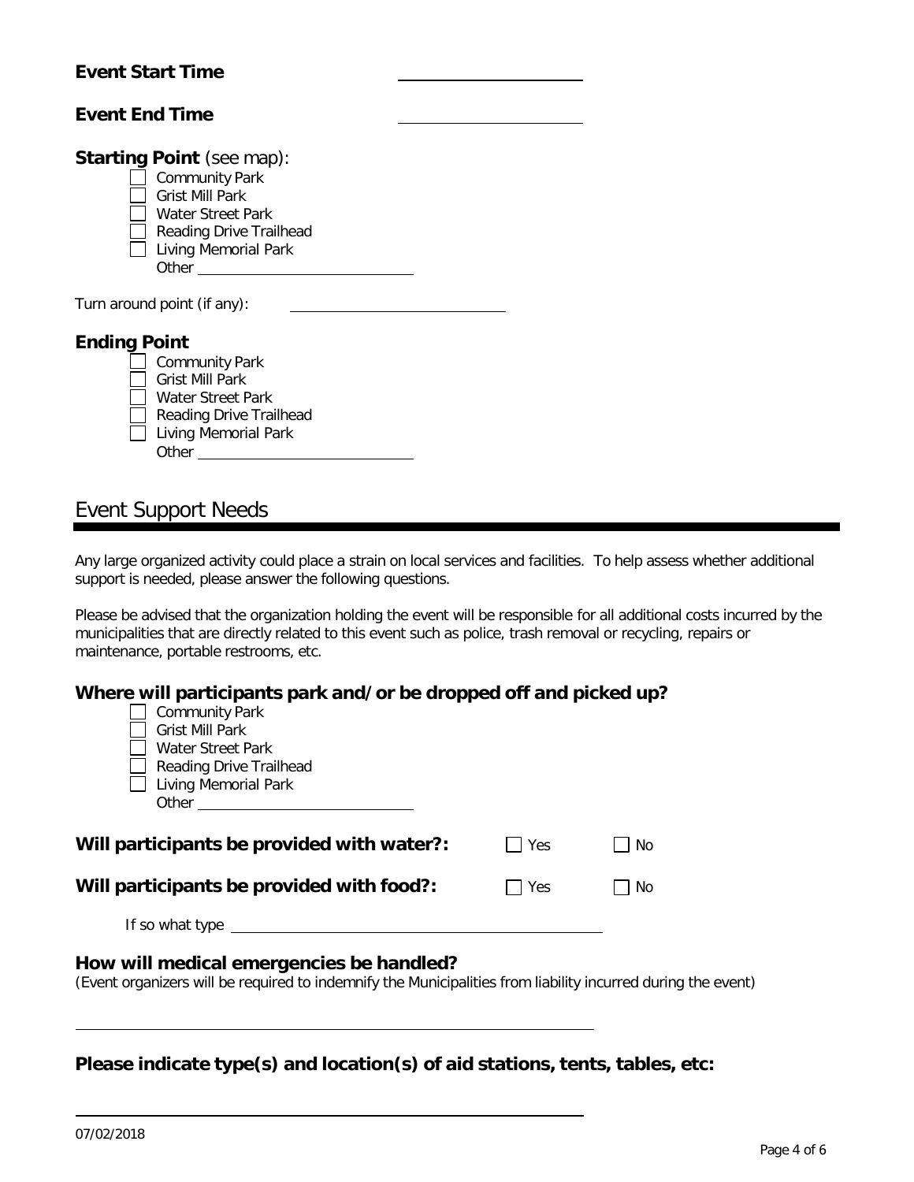**Event Start Time** ____________________

**Event End Time** ____________________

**Starting Point** (see map):

- ☐ Community Park
- ☐ Grist Mill Park
- ☐ Water Street Park
- ☐ Reading Drive Trailhead
- ☐ Living Memorial Park
- Other ____________________

Turn around point (if any): ____________________

**Ending Point**

- ☐ Community Park
- ☐ Grist Mill Park
- ☐ Water Street Park
- ☐ Reading Drive Trailhead
- ☐ Living Memorial Park
- Other ____________________

## Event Support Needs

Any large organized activity could place a strain on local services and facilities. To help assess whether additional support is needed, please answer the following questions.

Please be advised that the organization holding the event will be responsible for all additional costs incurred by the municipalities that are directly related to this event such as police, trash removal or recycling, repairs or maintenance, portable restrooms, etc.

**Where will participants park and/or be dropped off and picked up?**

- ☐ Community Park
- ☐ Grist Mill Park
- ☐ Water Street Park
- ☐ Reading Drive Trailhead
- ☐ Living Memorial Park
- Other ____________________

**Will participants be provided with water?:** ☐ Yes ☐ No

**Will participants be provided with food?:** ☐ Yes ☐ No

If so what type ____________________

**How will medical emergencies be handled?**
(Event organizers will be required to indemnify the Municipalities from liability incurred during the event)

____________________

**Please indicate type(s) and location(s) of aid stations, tents, tables, etc:**

____________________

07/02/2018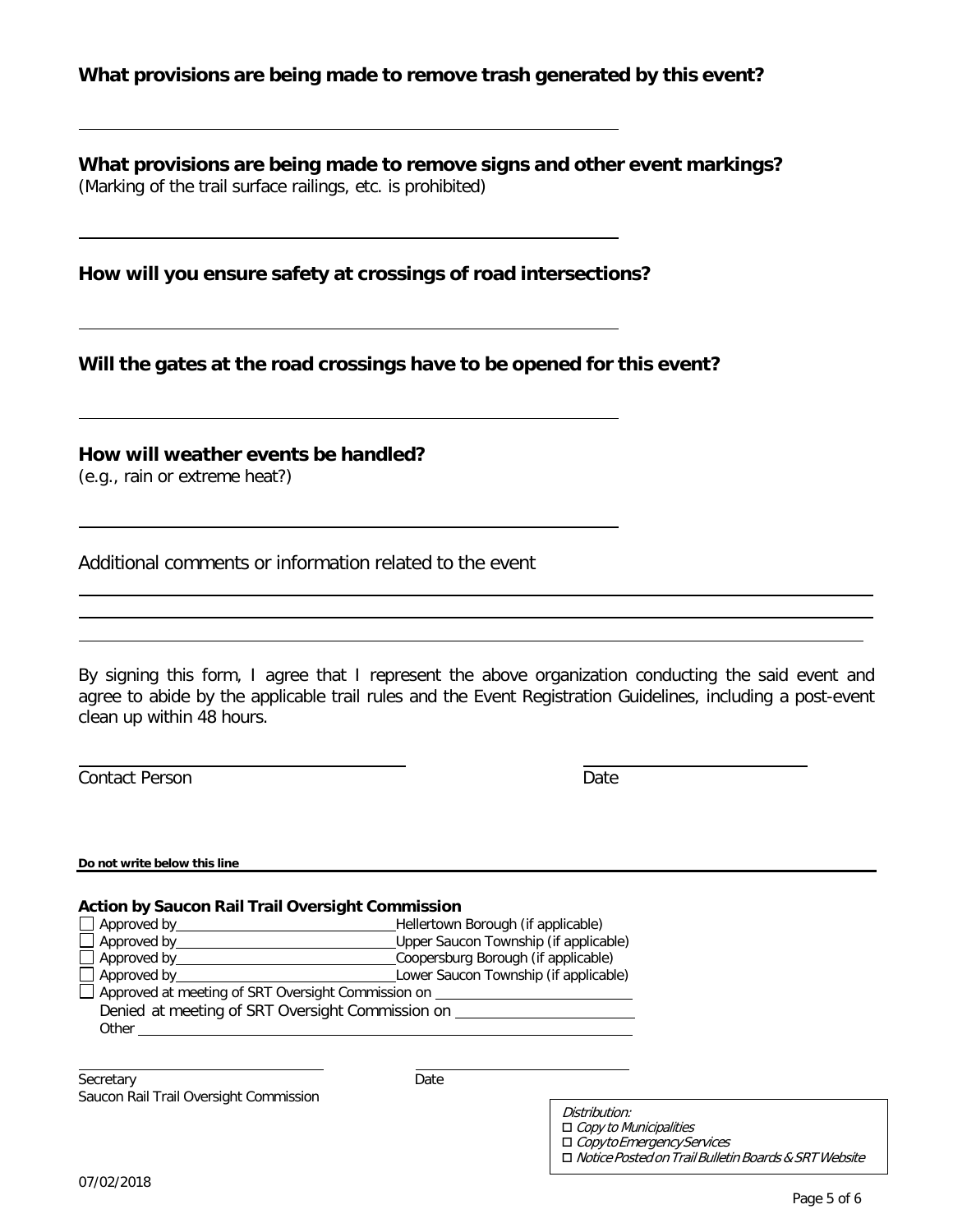**What provisions are being made to remove trash generated by this event?**

\_\_\_\_\_\_\_\_\_\_\_\_\_\_\_\_\_\_\_\_\_\_\_\_\_\_\_\_\_\_\_\_\_\_\_\_\_\_\_\_\_\_\_\_\_\_\_\_\_\_\_\_

**What provisions are being made to remove signs and other event markings?**
(Marking of the trail surface railings, etc. is prohibited)

\_\_\_\_\_\_\_\_\_\_\_\_\_\_\_\_\_\_\_\_\_\_\_\_\_\_\_\_\_\_\_\_\_\_\_\_\_\_\_\_\_\_\_\_\_\_\_\_\_\_\_\_

**How will you ensure safety at crossings of road intersections?**

\_\_\_\_\_\_\_\_\_\_\_\_\_\_\_\_\_\_\_\_\_\_\_\_\_\_\_\_\_\_\_\_\_\_\_\_\_\_\_\_\_\_\_\_\_\_\_\_\_\_\_\_

**Will the gates at the road crossings have to be opened for this event?**

\_\_\_\_\_\_\_\_\_\_\_\_\_\_\_\_\_\_\_\_\_\_\_\_\_\_\_\_\_\_\_\_\_\_\_\_\_\_\_\_\_\_\_\_\_\_\_\_\_\_\_\_

**How will weather events be handled?**
(e.g., rain or extreme heat?)

\_\_\_\_\_\_\_\_\_\_\_\_\_\_\_\_\_\_\_\_\_\_\_\_\_\_\_\_\_\_\_\_\_\_\_\_\_\_\_\_\_\_\_\_\_\_\_\_\_\_\_\_

Additional comments or information related to the event

\_\_\_\_\_\_\_\_\_\_\_\_\_\_\_\_\_\_\_\_\_\_\_\_\_\_\_\_\_\_\_\_\_\_\_\_\_\_\_\_\_\_\_\_\_\_\_\_\_\_\_\_\_\_\_\_\_\_\_\_\_\_\_\_\_\_\_\_\_\_\_\_\_\_\_\_\_\_\_\_

\_\_\_\_\_\_\_\_\_\_\_\_\_\_\_\_\_\_\_\_\_\_\_\_\_\_\_\_\_\_\_\_\_\_\_\_\_\_\_\_\_\_\_\_\_\_\_\_\_\_\_\_\_\_\_\_\_\_\_\_\_\_\_\_\_\_\_\_\_\_\_\_\_\_\_\_\_\_\_\_

\_\_\_\_\_\_\_\_\_\_\_\_\_\_\_\_\_\_\_\_\_\_\_\_\_\_\_\_\_\_\_\_\_\_\_\_\_\_\_\_\_\_\_\_\_\_\_\_\_\_\_\_\_\_\_\_\_\_\_\_\_\_\_\_\_\_\_\_\_\_\_\_\_\_\_\_\_\_\_\_

By signing this form, I agree that I represent the above organization conducting the said event and agree to abide by the applicable trail rules and the Event Registration Guidelines, including a post-event clean up within 48 hours.

\_\_\_\_\_\_\_\_\_\_\_\_\_\_\_\_\_\_\_\_\_\_\_\_\_\_\_\_\_\_\_\_ \_\_\_\_\_\_\_\_\_\_\_\_\_\_\_\_\_\_\_\_\_\_
Contact Person Date

**Do not write below this line**

---

**Action by Saucon Rail Trail Oversight Commission**

- ☐ Approved by\_\_\_\_\_\_\_\_\_\_\_\_\_\_\_\_\_\_\_\_\_\_\_\_ Hellertown Borough (if applicable)
- ☐ Approved by\_\_\_\_\_\_\_\_\_\_\_\_\_\_\_\_\_\_\_\_\_\_\_\_ Upper Saucon Township (if applicable)
- ☐ Approved by\_\_\_\_\_\_\_\_\_\_\_\_\_\_\_\_\_\_\_\_\_\_\_\_ Coopersburg Borough (if applicable)
- ☐ Approved by\_\_\_\_\_\_\_\_\_\_\_\_\_\_\_\_\_\_\_\_\_\_\_\_ Lower Saucon Township (if applicable)
- ☐ Approved at meeting of SRT Oversight Commission on \_\_\_\_\_\_\_\_\_\_\_\_\_\_\_\_\_\_\_\_

Denied at meeting of SRT Oversight Commission on \_\_\_\_\_\_\_\_\_\_\_\_\_\_\_\_\_\_\_\_

Other \_\_\_\_\_\_\_\_\_\_\_\_\_\_\_\_\_\_\_\_\_\_\_\_\_\_\_\_\_\_\_\_\_\_\_\_\_\_\_\_\_\_\_\_\_\_\_\_\_\_\_\_\_\_\_\_\_\_\_\_\_\_

\_\_\_\_\_\_\_\_\_\_\_\_\_\_\_\_\_\_\_\_\_\_\_\_\_\_\_\_ \_\_\_\_\_\_\_\_\_\_\_\_\_\_\_\_\_\_\_\_\_\_\_\_
Secretary Date
Saucon Rail Trail Oversight Commission

*Distribution:*
- ☐ *Copy to Municipalities*
- ☐ *Copy to Emergency Services*
- ☐ *Notice Posted on Trail Bulletin Boards & SRT Website*

07/02/2018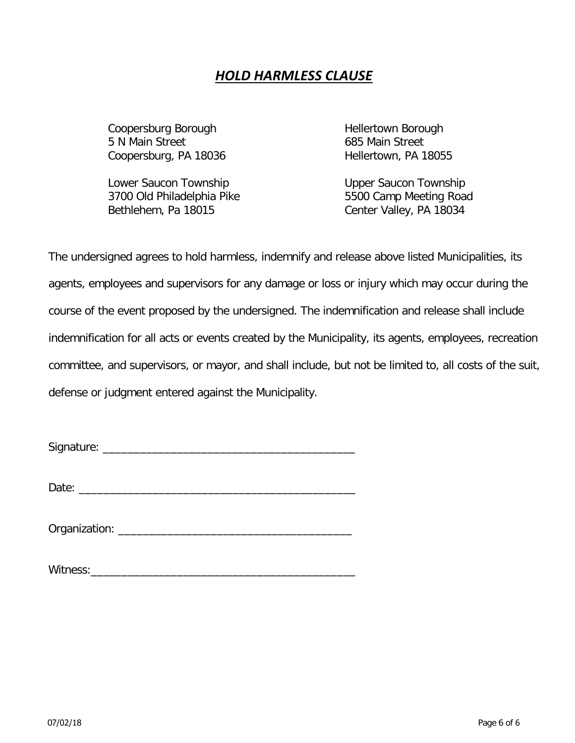## ***HOLD HARMLESS CLAUSE***

Coopersburg Borough
5 N Main Street
Coopersburg, PA 18036

Hellertown Borough
685 Main Street
Hellertown, PA 18055

Lower Saucon Township
3700 Old Philadelphia Pike
Bethlehem, Pa 18015

Upper Saucon Township
5500 Camp Meeting Road
Center Valley, PA 18034

The undersigned agrees to hold harmless, indemnify and release above listed Municipalities, its agents, employees and supervisors for any damage or loss or injury which may occur during the course of the event proposed by the undersigned. The indemnification and release shall include indemnification for all acts or events created by the Municipality, its agents, employees, recreation committee, and supervisors, or mayor, and shall include, but not be limited to, all costs of the suit, defense or judgment entered against the Municipality.

Signature: ________________________________________

Date: ____________________________________________

Organization: _____________________________________

Witness:__________________________________________

07/02/18